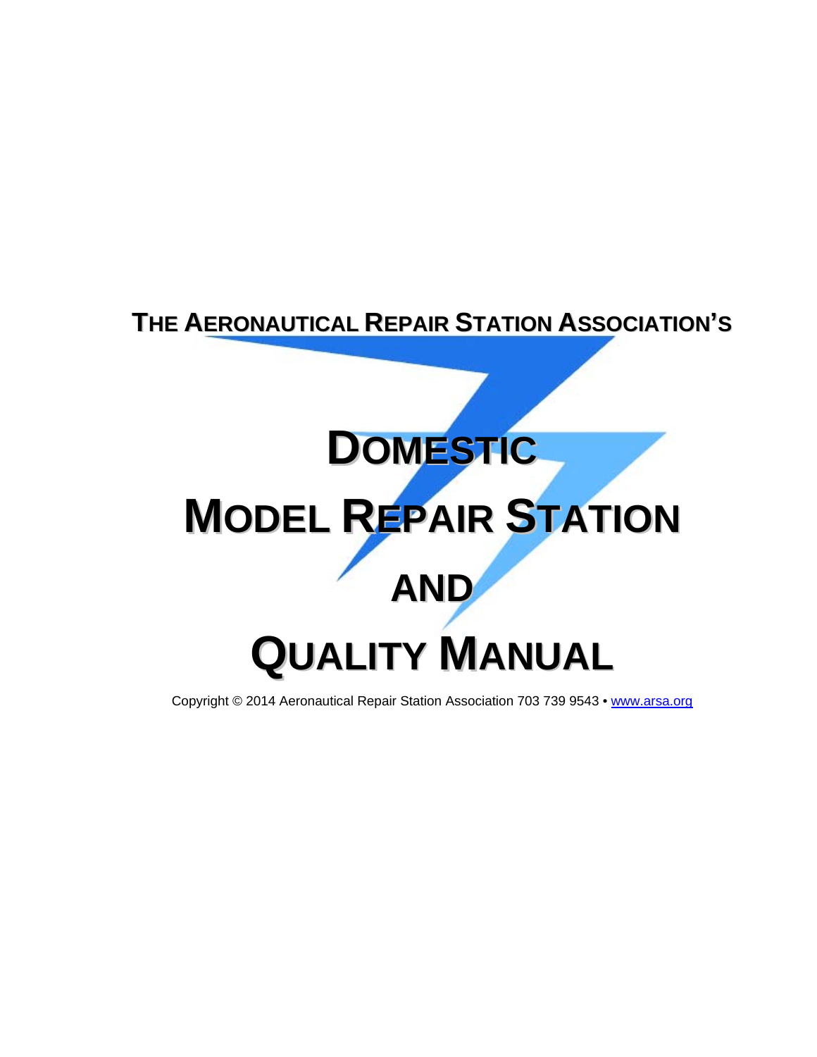**THE AERONAUTICAL REPAIR STATION ASSOCIATION'S**

# DOMESTIC MODEL REPAIR STATION AND QUALITY MANUAL

Copyright © 2014 Aeronautical Repair Station Association 703 739 9543 • www.arsa.org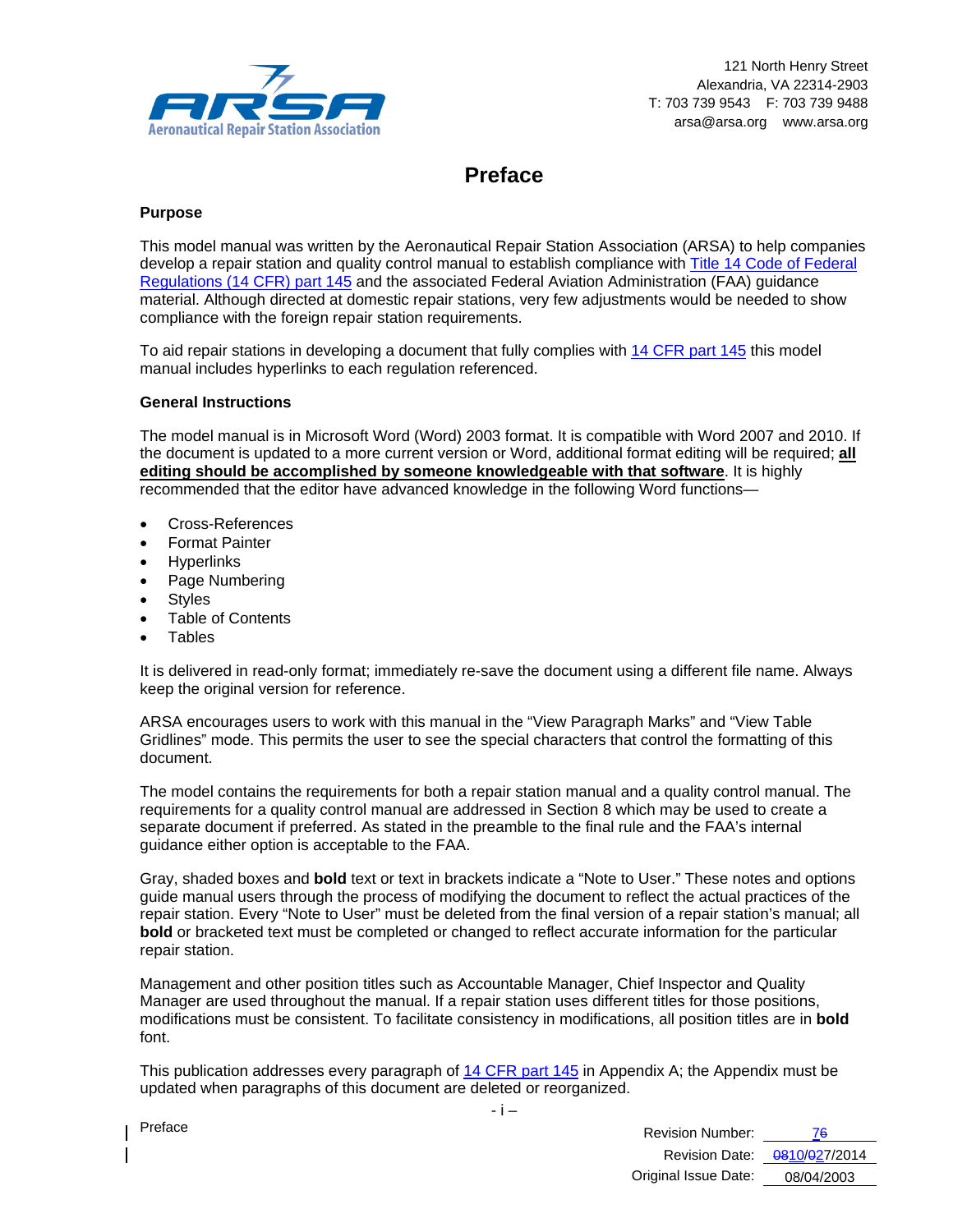# Preface

### Purpose

This model manual was written by the Aeronautical Repair Station Association (ARSA) to help companies develop a repair station and quality control manual to establish compliance with Title 14 Code of Federal Regulations (14 CFR) part 145 and the associated Federal Aviation Administration (FAA) guidance material. Although directed at domestic repair stations, very few adjustments would be needed to show compliance with the foreign repair station requirements.

To aid repair stations in developing a document that fully complies with 14 CFR part 145 this model manual includes hyperlinks to each regulation referenced.

### General Instructions

The model manual is in Microsoft Word (Word) 2003 format. It is compatible with Word 2007 and 2010. If the document is updated to a more current version or Word, additional format editing will be required; **all editing should be accomplished by someone knowledgeable with that software**. It is highly recommended that the editor have advanced knowledge in the following Word functions—

- Cross-References
- Format Painter
- Hyperlinks
- Page Numbering
- Styles
- Table of Contents
- Tables

It is delivered in read-only format; immediately re-save the document using a different file name. Always keep the original version for reference.

ARSA encourages users to work with this manual in the “View Paragraph Marks” and “View Table Gridlines” mode. This permits the user to see the special characters that control the formatting of this document.

The model contains the requirements for both a repair station manual and a quality control manual. The requirements for a quality control manual are addressed in Section 8 which may be used to create a separate document if preferred. As stated in the preamble to the final rule and the FAA’s internal guidance either option is acceptable to the FAA.

Gray, shaded boxes and **bold** text or text in brackets indicate a “Note to User.” These notes and options guide manual users through the process of modifying the document to reflect the actual practices of the repair station. Every “Note to User” must be deleted from the final version of a repair station’s manual; all **bold** or bracketed text must be completed or changed to reflect accurate information for the particular repair station.

Management and other position titles such as Accountable Manager, Chief Inspector and Quality Manager are used throughout the manual. If a repair station uses different titles for those positions, modifications must be consistent. To facilitate consistency in modifications, all position titles are in **bold** font.

This publication addresses every paragraph of 14 CFR part 145 in Appendix A; the Appendix must be updated when paragraphs of this document are deleted or reorganized.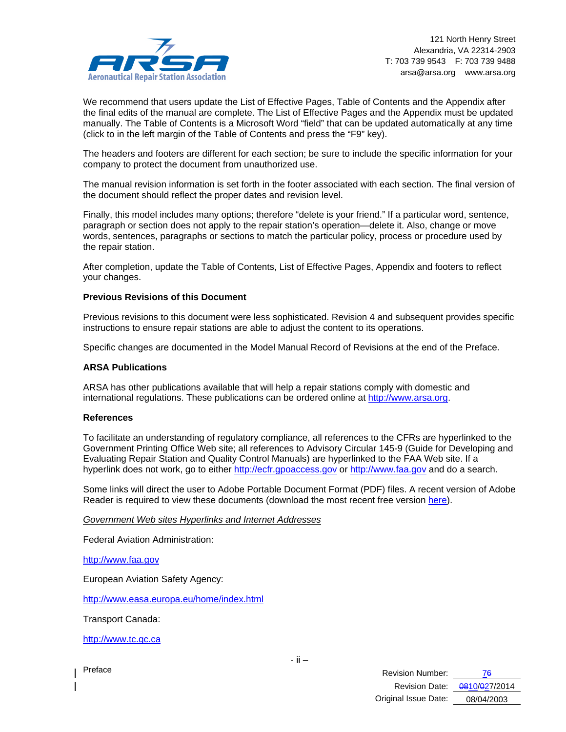We recommend that users update the List of Effective Pages, Table of Contents and the Appendix after the final edits of the manual are complete. The List of Effective Pages and the Appendix must be updated manually. The Table of Contents is a Microsoft Word "field" that can be updated automatically at any time (click to in the left margin of the Table of Contents and press the "F9" key).

The headers and footers are different for each section; be sure to include the specific information for your company to protect the document from unauthorized use.

The manual revision information is set forth in the footer associated with each section. The final version of the document should reflect the proper dates and revision level.

Finally, this model includes many options; therefore "delete is your friend." If a particular word, sentence, paragraph or section does not apply to the repair station's operation—delete it. Also, change or move words, sentences, paragraphs or sections to match the particular policy, process or procedure used by the repair station.

After completion, update the Table of Contents, List of Effective Pages, Appendix and footers to reflect your changes.

**Previous Revisions of this Document**

Previous revisions to this document were less sophisticated. Revision 4 and subsequent provides specific instructions to ensure repair stations are able to adjust the content to its operations.

Specific changes are documented in the Model Manual Record of Revisions at the end of the Preface.

**ARSA Publications**

ARSA has other publications available that will help a repair stations comply with domestic and international regulations. These publications can be ordered online at http://www.arsa.org.

**References**

To facilitate an understanding of regulatory compliance, all references to the CFRs are hyperlinked to the Government Printing Office Web site; all references to Advisory Circular 145-9 (Guide for Developing and Evaluating Repair Station and Quality Control Manuals) are hyperlinked to the FAA Web site. If a hyperlink does not work, go to either http://ecfr.gpoaccess.gov or http://www.faa.gov and do a search.

Some links will direct the user to Adobe Portable Document Format (PDF) files. A recent version of Adobe Reader is required to view these documents (download the most recent free version here).

*Government Web sites Hyperlinks and Internet Addresses*

Federal Aviation Administration:

http://www.faa.gov

European Aviation Safety Agency:

http://www.easa.europa.eu/home/index.html

Transport Canada:

http://www.tc.gc.ca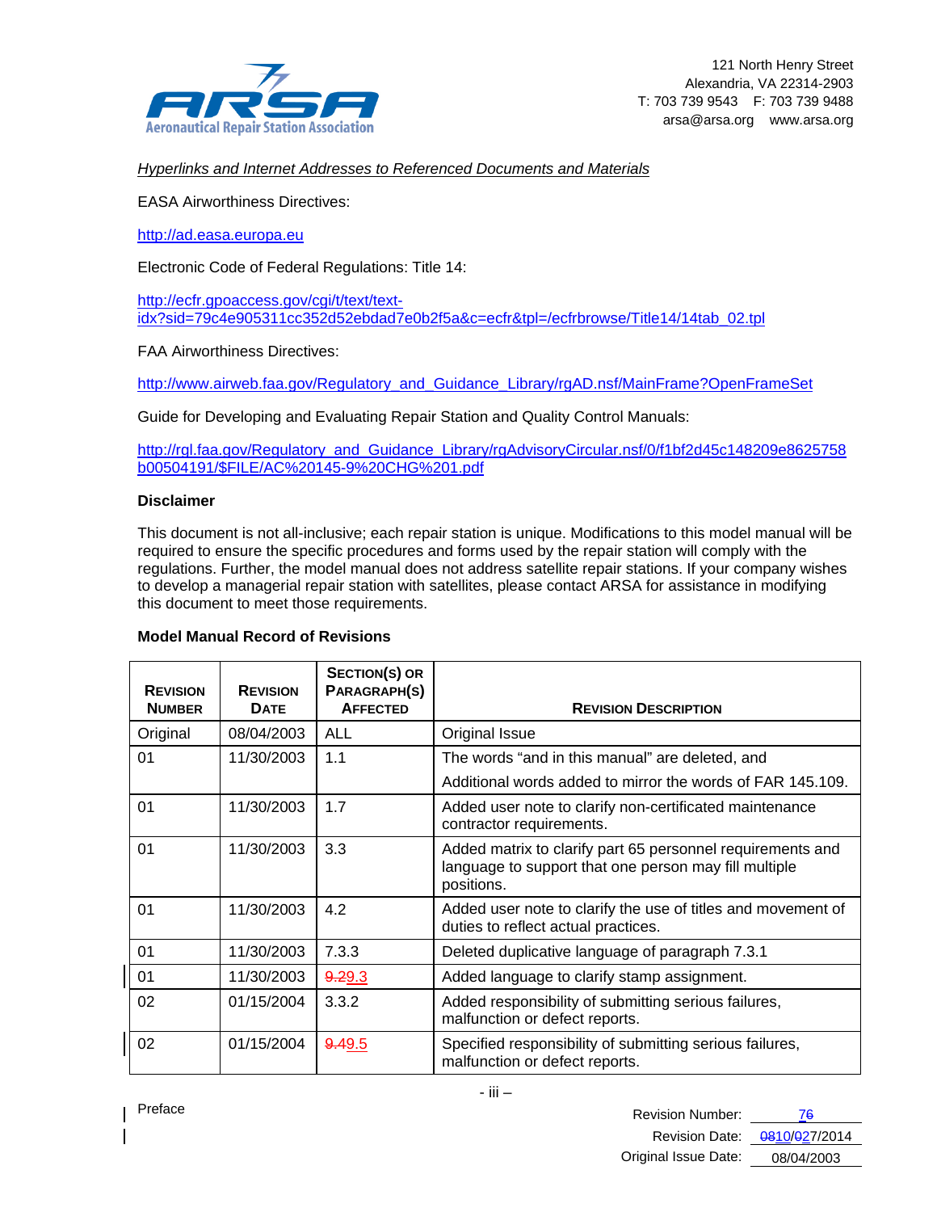Hyperlinks and Internet Addresses to Referenced Documents and Materials

EASA Airworthiness Directives:

http://ad.easa.europa.eu

Electronic Code of Federal Regulations: Title 14:

http://ecfr.gpoaccess.gov/cgi/t/text/text-idx?sid=79c4e905311cc352d52ebdad7e0b2f5a&c=ecfr&tpl=/ecfrbrowse/Title14/14tab_02.tpl

FAA Airworthiness Directives:

http://www.airweb.faa.gov/Regulatory_and_Guidance_Library/rgAD.nsf/MainFrame?OpenFrameSet

Guide for Developing and Evaluating Repair Station and Quality Control Manuals:

http://rgl.faa.gov/Regulatory_and_Guidance_Library/rgAdvisoryCircular.nsf/0/f1bf2d45c148209e8625758b00504191/$FILE/AC%20145-9%20CHG%201.pdf

**Disclaimer**

This document is not all-inclusive; each repair station is unique. Modifications to this model manual will be required to ensure the specific procedures and forms used by the repair station will comply with the regulations. Further, the model manual does not address satellite repair stations. If your company wishes to develop a managerial repair station with satellites, please contact ARSA for assistance in modifying this document to meet those requirements.

**Model Manual Record of Revisions**

| REVISION NUMBER | REVISION DATE | SECTION(S) OR PARAGRAPH(S) AFFECTED | REVISION DESCRIPTION |
|---|---|---|---|
| Original | 08/04/2003 | ALL | Original Issue |
| 01 | 11/30/2003 | 1.1 | The words "and in this manual" are deleted, and<br>Additional words added to mirror the words of FAR 145.109. |
| 01 | 11/30/2003 | 1.7 | Added user note to clarify non-certificated maintenance contractor requirements. |
| 01 | 11/30/2003 | 3.3 | Added matrix to clarify part 65 personnel requirements and language to support that one person may fill multiple positions. |
| 01 | 11/30/2003 | 4.2 | Added user note to clarify the use of titles and movement of duties to reflect actual practices. |
| 01 | 11/30/2003 | 7.3.3 | Deleted duplicative language of paragraph 7.3.1 |
| 01 | 11/30/2003 | ~~9.~~29.3 | Added language to clarify stamp assignment. |
| 02 | 01/15/2004 | 3.3.2 | Added responsibility of submitting serious failures, malfunction or defect reports. |
| 02 | 01/15/2004 | ~~9.~~49.5 | Specified responsibility of submitting serious failures, malfunction or defect reports. |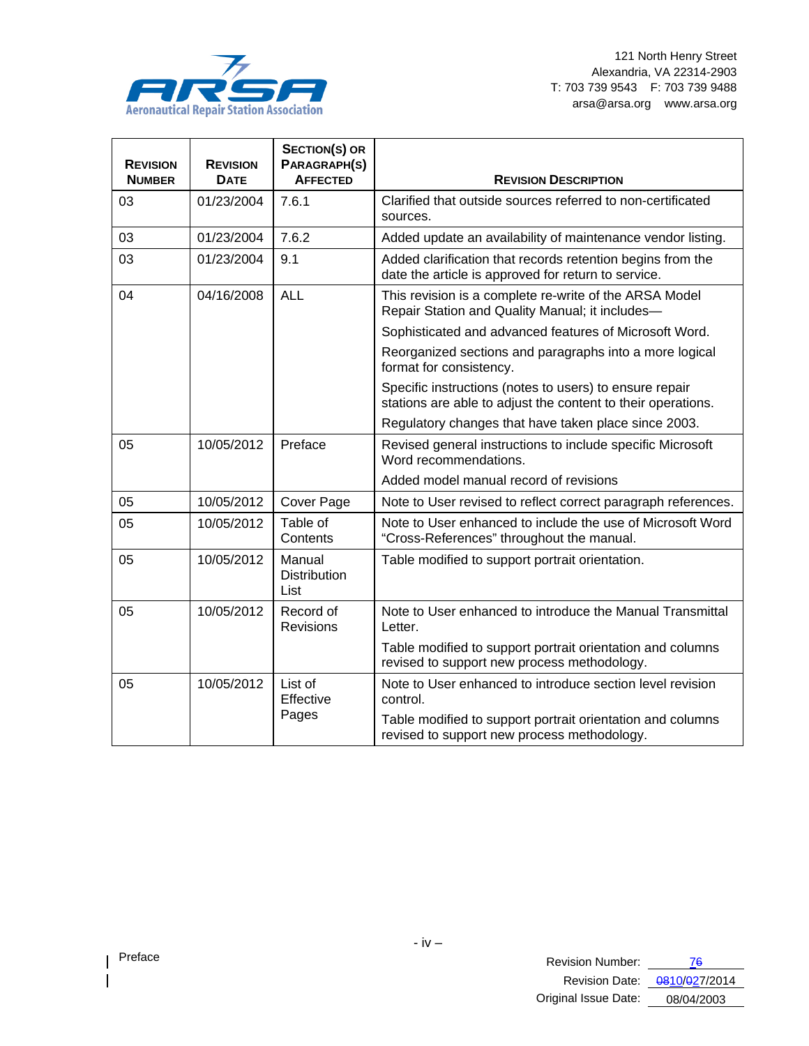| REVISION NUMBER | REVISION DATE | SECTION(S) OR PARAGRAPH(S) AFFECTED | REVISION DESCRIPTION |
|---|---|---|---|
| 03 | 01/23/2004 | 7.6.1 | Clarified that outside sources referred to non-certificated sources. |
| 03 | 01/23/2004 | 7.6.2 | Added update an availability of maintenance vendor listing. |
| 03 | 01/23/2004 | 9.1 | Added clarification that records retention begins from the date the article is approved for return to service. |
| 04 | 04/16/2008 | ALL | This revision is a complete re-write of the ARSA Model Repair Station and Quality Manual; it includes—<br>Sophisticated and advanced features of Microsoft Word.<br>Reorganized sections and paragraphs into a more logical format for consistency.<br>Specific instructions (notes to users) to ensure repair stations are able to adjust the content to their operations.<br>Regulatory changes that have taken place since 2003. |
| 05 | 10/05/2012 | Preface | Revised general instructions to include specific Microsoft Word recommendations.<br>Added model manual record of revisions |
| 05 | 10/05/2012 | Cover Page | Note to User revised to reflect correct paragraph references. |
| 05 | 10/05/2012 | Table of Contents | Note to User enhanced to include the use of Microsoft Word "Cross-References" throughout the manual. |
| 05 | 10/05/2012 | Manual Distribution List | Table modified to support portrait orientation. |
| 05 | 10/05/2012 | Record of Revisions | Note to User enhanced to introduce the Manual Transmittal Letter.<br>Table modified to support portrait orientation and columns revised to support new process methodology. |
| 05 | 10/05/2012 | List of Effective Pages | Note to User enhanced to introduce section level revision control.<br>Table modified to support portrait orientation and columns revised to support new process methodology. |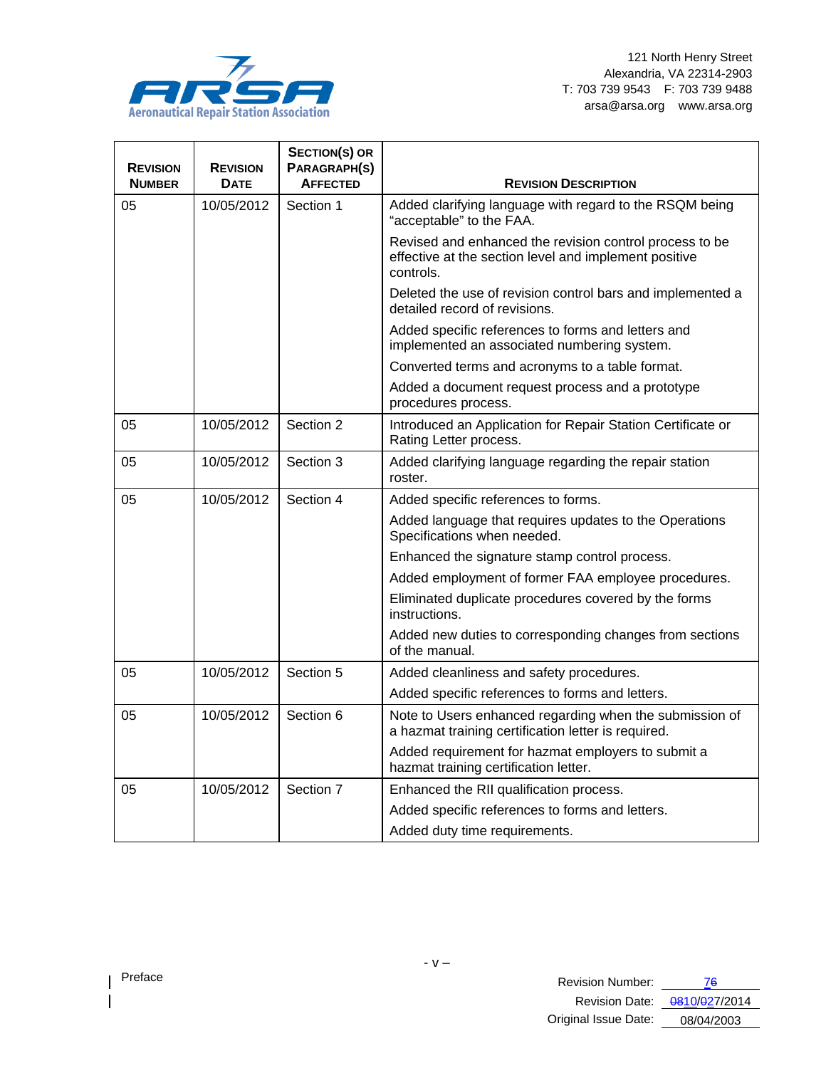| REVISION NUMBER | REVISION DATE | SECTION(S) OR PARAGRAPH(S) AFFECTED | REVISION DESCRIPTION |
| --- | --- | --- | --- |
| 05 | 10/05/2012 | Section 1 | Added clarifying language with regard to the RSQM being "acceptable" to the FAA. |
| | | | Revised and enhanced the revision control process to be effective at the section level and implement positive controls. |
| | | | Deleted the use of revision control bars and implemented a detailed record of revisions. |
| | | | Added specific references to forms and letters and implemented an associated numbering system. |
| | | | Converted terms and acronyms to a table format. |
| | | | Added a document request process and a prototype procedures process. |
| 05 | 10/05/2012 | Section 2 | Introduced an Application for Repair Station Certificate or Rating Letter process. |
| 05 | 10/05/2012 | Section 3 | Added clarifying language regarding the repair station roster. |
| 05 | 10/05/2012 | Section 4 | Added specific references to forms. |
| | | | Added language that requires updates to the Operations Specifications when needed. |
| | | | Enhanced the signature stamp control process. |
| | | | Added employment of former FAA employee procedures. |
| | | | Eliminated duplicate procedures covered by the forms instructions. |
| | | | Added new duties to corresponding changes from sections of the manual. |
| 05 | 10/05/2012 | Section 5 | Added cleanliness and safety procedures. |
| | | | Added specific references to forms and letters. |
| 05 | 10/05/2012 | Section 6 | Note to Users enhanced regarding when the submission of a hazmat training certification letter is required. |
| | | | Added requirement for hazmat employers to submit a hazmat training certification letter. |
| 05 | 10/05/2012 | Section 7 | Enhanced the RII qualification process. |
| | | | Added specific references to forms and letters. |
| | | | Added duty time requirements. |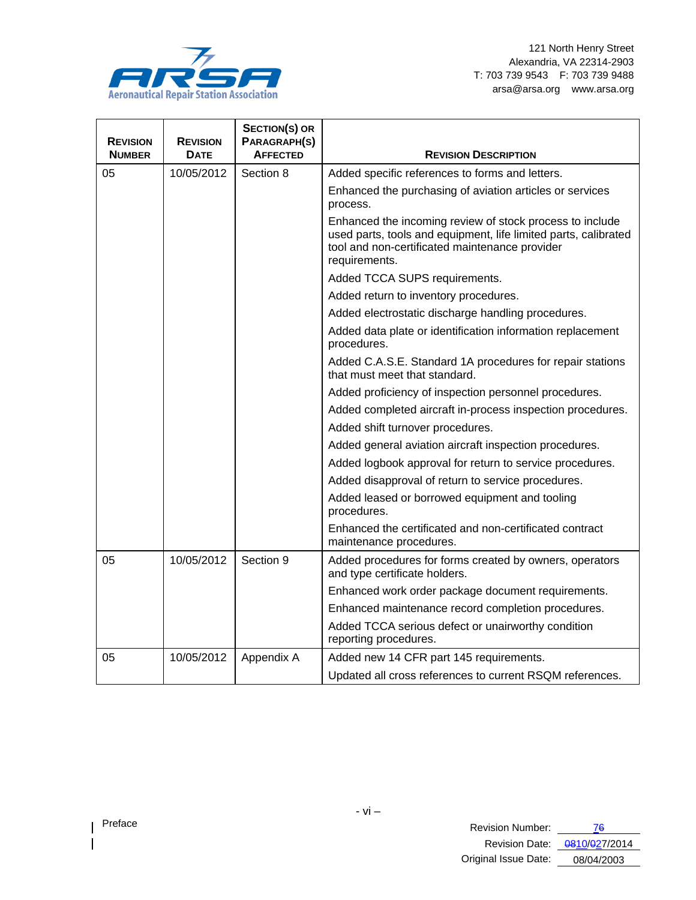| Revision Number | Revision Date | Section(s) or Paragraph(s) Affected | Revision Description |
|---|---|---|---|
| 05 | 10/05/2012 | Section 8 | Added specific references to forms and letters. |
| | | | Enhanced the purchasing of aviation articles or services process. |
| | | | Enhanced the incoming review of stock process to include used parts, tools and equipment, life limited parts, calibrated tool and non-certificated maintenance provider requirements. |
| | | | Added TCCA SUPS requirements. |
| | | | Added return to inventory procedures. |
| | | | Added electrostatic discharge handling procedures. |
| | | | Added data plate or identification information replacement procedures. |
| | | | Added C.A.S.E. Standard 1A procedures for repair stations that must meet that standard. |
| | | | Added proficiency of inspection personnel procedures. |
| | | | Added completed aircraft in-process inspection procedures. |
| | | | Added shift turnover procedures. |
| | | | Added general aviation aircraft inspection procedures. |
| | | | Added logbook approval for return to service procedures. |
| | | | Added disapproval of return to service procedures. |
| | | | Added leased or borrowed equipment and tooling procedures. |
| | | | Enhanced the certificated and non-certificated contract maintenance procedures. |
| 05 | 10/05/2012 | Section 9 | Added procedures for forms created by owners, operators and type certificate holders. |
| | | | Enhanced work order package document requirements. |
| | | | Enhanced maintenance record completion procedures. |
| | | | Added TCCA serious defect or unairworthy condition reporting procedures. |
| 05 | 10/05/2012 | Appendix A | Added new 14 CFR part 145 requirements. |
| | | | Updated all cross references to current RSQM references. |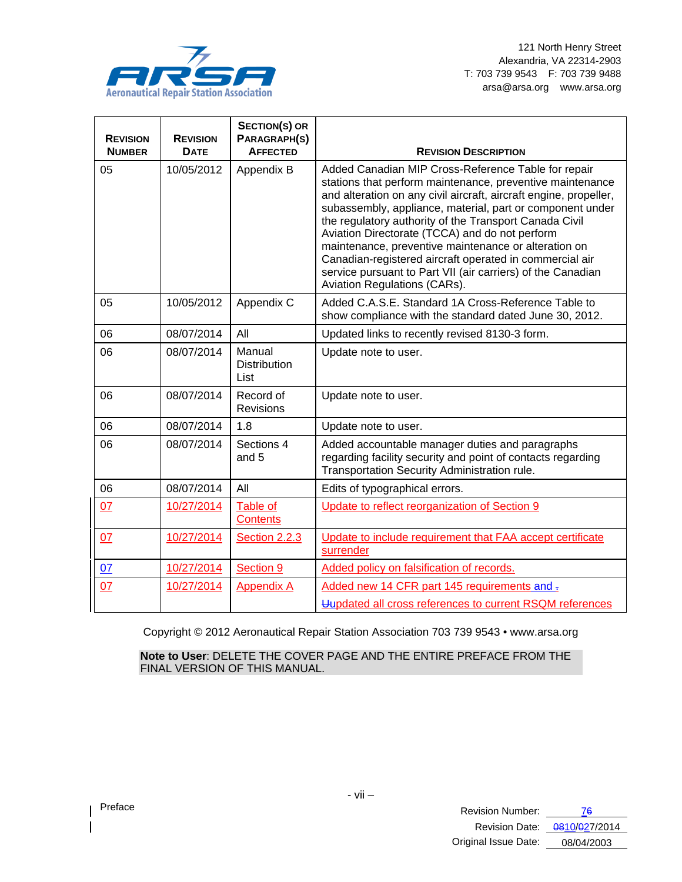121 North Henry Street
Alexandria, VA 22314-2903
T: 703 739 9543 F: 703 739 9488
arsa@arsa.org www.arsa.org

| Revision Number | Revision Date | Section(s) or Paragraph(s) Affected | Revision Description |
|---|---|---|---|
| 05 | 10/05/2012 | Appendix B | Added Canadian MIP Cross-Reference Table for repair stations that perform maintenance, preventive maintenance and alteration on any civil aircraft, aircraft engine, propeller, subassembly, appliance, material, part or component under the regulatory authority of the Transport Canada Civil Aviation Directorate (TCCA) and do not perform maintenance, preventive maintenance or alteration on Canadian-registered aircraft operated in commercial air service pursuant to Part VII (air carriers) of the Canadian Aviation Regulations (CARs). |
| 05 | 10/05/2012 | Appendix C | Added C.A.S.E. Standard 1A Cross-Reference Table to show compliance with the standard dated June 30, 2012. |
| 06 | 08/07/2014 | All | Updated links to recently revised 8130-3 form. |
| 06 | 08/07/2014 | Manual Distribution List | Update note to user. |
| 06 | 08/07/2014 | Record of Revisions | Update note to user. |
| 06 | 08/07/2014 | 1.8 | Update note to user. |
| 06 | 08/07/2014 | Sections 4 and 5 | Added accountable manager duties and paragraphs regarding facility security and point of contacts regarding Transportation Security Administration rule. |
| 06 | 08/07/2014 | All | Edits of typographical errors. |
| 07 | 10/27/2014 | Table of Contents | Update to reflect reorganization of Section 9 |
| 07 | 10/27/2014 | Section 2.2.3 | Update to include requirement that FAA accept certificate surrender |
| 07 | 10/27/2014 | Section 9 | Added policy on falsification of records. |
| 07 | 10/27/2014 | Appendix A | Added new 14 CFR part 145 requirements and updated all cross references to current RSQM references |

Copyright © 2012 Aeronautical Repair Station Association 703 739 9543 • www.arsa.org

**Note to User**: DELETE THE COVER PAGE AND THE ENTIRE PREFACE FROM THE FINAL VERSION OF THIS MANUAL.

Preface

Revision Number: 7
Revision Date: 10/27/2014
Original Issue Date: 08/04/2003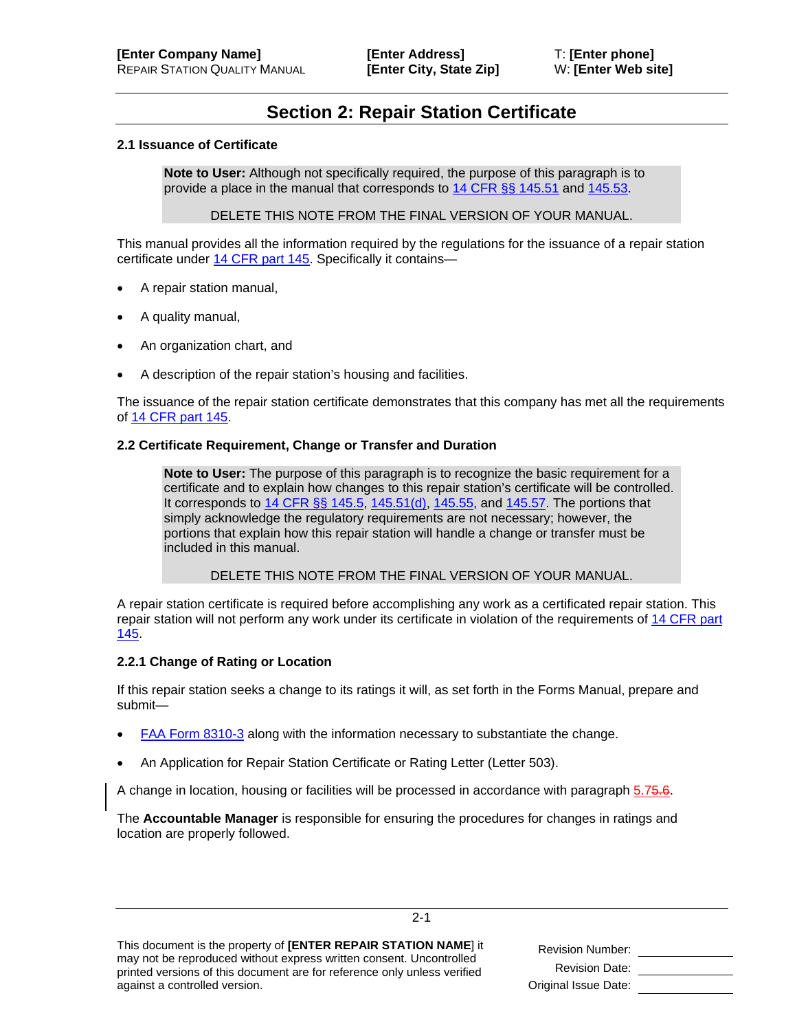# Section 2: Repair Station Certificate

### 2.1 Issuance of Certificate

> **Note to User:** Although not specifically required, the purpose of this paragraph is to provide a place in the manual that corresponds to 14 CFR §§ 145.51 and 145.53.
>
> DELETE THIS NOTE FROM THE FINAL VERSION OF YOUR MANUAL.

This manual provides all the information required by the regulations for the issuance of a repair station certificate under 14 CFR part 145. Specifically it contains—

- A repair station manual,
- A quality manual,
- An organization chart, and
- A description of the repair station's housing and facilities.

The issuance of the repair station certificate demonstrates that this company has met all the requirements of 14 CFR part 145.

### 2.2 Certificate Requirement, Change or Transfer and Duration

> **Note to User:** The purpose of this paragraph is to recognize the basic requirement for a certificate and to explain how changes to this repair station's certificate will be controlled. It corresponds to 14 CFR §§ 145.5, 145.51(d), 145.55, and 145.57. The portions that simply acknowledge the regulatory requirements are not necessary; however, the portions that explain how this repair station will handle a change or transfer must be included in this manual.
>
> DELETE THIS NOTE FROM THE FINAL VERSION OF YOUR MANUAL.

A repair station certificate is required before accomplishing any work as a certificated repair station. This repair station will not perform any work under its certificate in violation of the requirements of 14 CFR part 145.

#### 2.2.1 Change of Rating or Location

If this repair station seeks a change to its ratings it will, as set forth in the Forms Manual, prepare and submit—

- FAA Form 8310-3 along with the information necessary to substantiate the change.
- An Application for Repair Station Certificate or Rating Letter (Letter 503).

A change in location, housing or facilities will be processed in accordance with paragraph 5.7~~5.6~~.

The **Accountable Manager** is responsible for ensuring the procedures for changes in ratings and location are properly followed.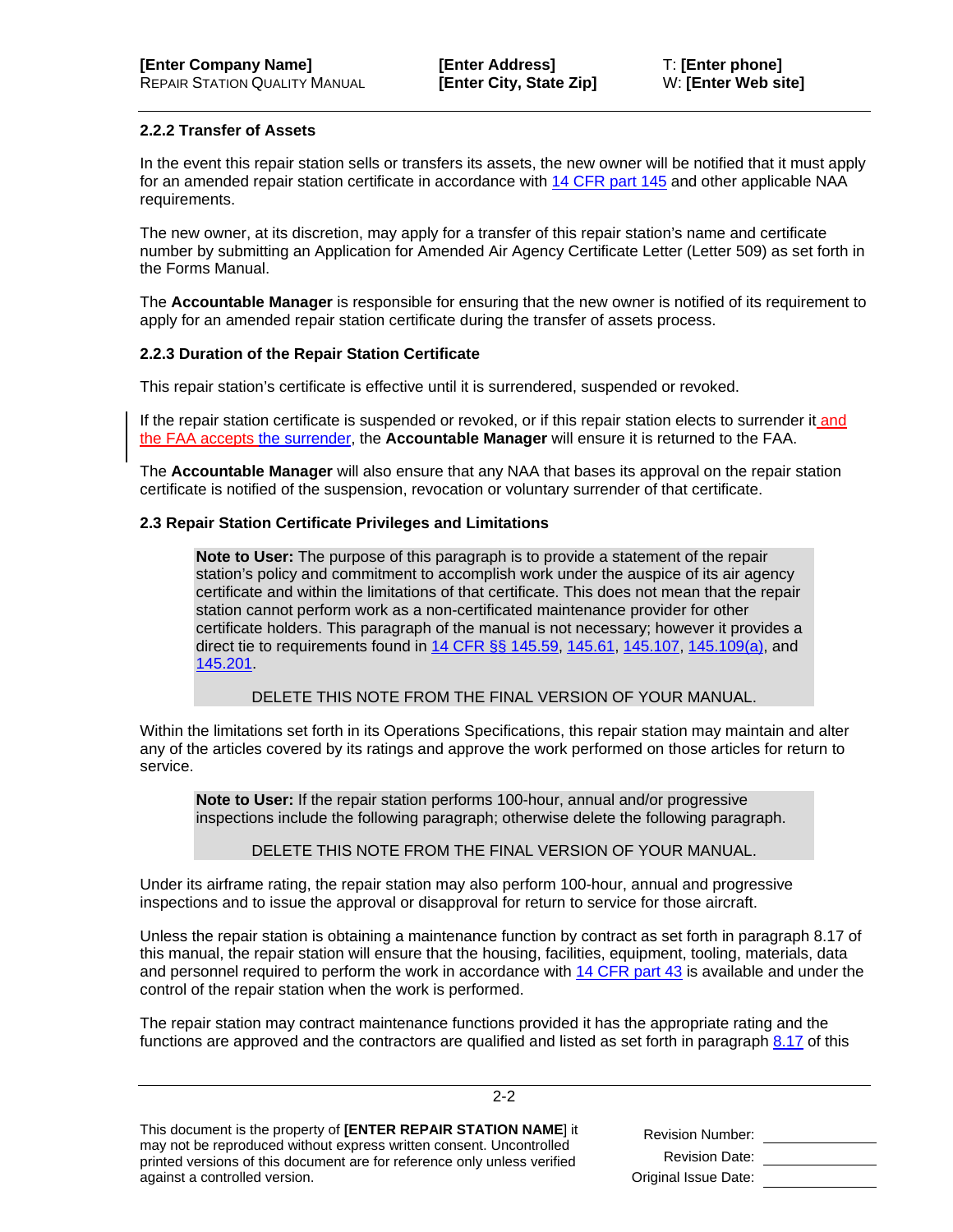### 2.2.2 Transfer of Assets

In the event this repair station sells or transfers its assets, the new owner will be notified that it must apply for an amended repair station certificate in accordance with 14 CFR part 145 and other applicable NAA requirements.

The new owner, at its discretion, may apply for a transfer of this repair station's name and certificate number by submitting an Application for Amended Air Agency Certificate Letter (Letter 509) as set forth in the Forms Manual.

The **Accountable Manager** is responsible for ensuring that the new owner is notified of its requirement to apply for an amended repair station certificate during the transfer of assets process.

### 2.2.3 Duration of the Repair Station Certificate

This repair station's certificate is effective until it is surrendered, suspended or revoked.

If the repair station certificate is suspended or revoked, or if this repair station elects to surrender it and the FAA accepts the surrender, the **Accountable Manager** will ensure it is returned to the FAA.

The **Accountable Manager** will also ensure that any NAA that bases its approval on the repair station certificate is notified of the suspension, revocation or voluntary surrender of that certificate.

### 2.3 Repair Station Certificate Privileges and Limitations

> **Note to User:** The purpose of this paragraph is to provide a statement of the repair station's policy and commitment to accomplish work under the auspice of its air agency certificate and within the limitations of that certificate. This does not mean that the repair station cannot perform work as a non-certificated maintenance provider for other certificate holders. This paragraph of the manual is not necessary; however it provides a direct tie to requirements found in 14 CFR §§ 145.59, 145.61, 145.107, 145.109(a), and 145.201.
>
> DELETE THIS NOTE FROM THE FINAL VERSION OF YOUR MANUAL.

Within the limitations set forth in its Operations Specifications, this repair station may maintain and alter any of the articles covered by its ratings and approve the work performed on those articles for return to service.

> **Note to User:** If the repair station performs 100-hour, annual and/or progressive inspections include the following paragraph; otherwise delete the following paragraph.
>
> DELETE THIS NOTE FROM THE FINAL VERSION OF YOUR MANUAL.

Under its airframe rating, the repair station may also perform 100-hour, annual and progressive inspections and to issue the approval or disapproval for return to service for those aircraft.

Unless the repair station is obtaining a maintenance function by contract as set forth in paragraph 8.17 of this manual, the repair station will ensure that the housing, facilities, equipment, tooling, materials, data and personnel required to perform the work in accordance with 14 CFR part 43 is available and under the control of the repair station when the work is performed.

The repair station may contract maintenance functions provided it has the appropriate rating and the functions are approved and the contractors are qualified and listed as set forth in paragraph 8.17 of this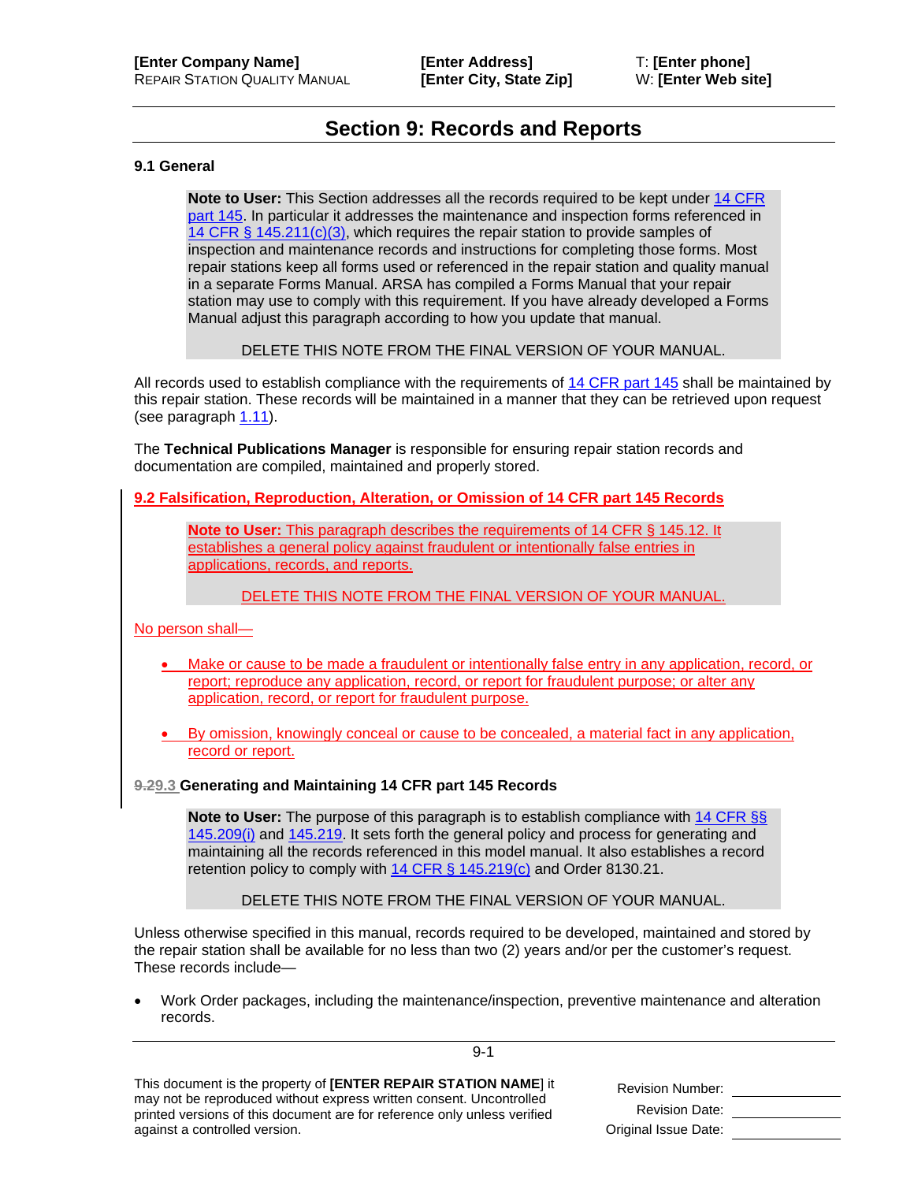# Section 9: Records and Reports

### 9.1 General

> **Note to User:** This Section addresses all the records required to be kept under 14 CFR part 145. In particular it addresses the maintenance and inspection forms referenced in 14 CFR § 145.211(c)(3), which requires the repair station to provide samples of inspection and maintenance records and instructions for completing those forms. Most repair stations keep all forms used or referenced in the repair station and quality manual in a separate Forms Manual. ARSA has compiled a Forms Manual that your repair station may use to comply with this requirement. If you have already developed a Forms Manual adjust this paragraph according to how you update that manual.
>
> DELETE THIS NOTE FROM THE FINAL VERSION OF YOUR MANUAL.

All records used to establish compliance with the requirements of 14 CFR part 145 shall be maintained by this repair station. These records will be maintained in a manner that they can be retrieved upon request (see paragraph 1.11).

The **Technical Publications Manager** is responsible for ensuring repair station records and documentation are compiled, maintained and properly stored.

### 9.2 Falsification, Reproduction, Alteration, or Omission of 14 CFR part 145 Records

> **Note to User:** This paragraph describes the requirements of 14 CFR § 145.12. It establishes a general policy against fraudulent or intentionally false entries in applications, records, and reports.
>
> DELETE THIS NOTE FROM THE FINAL VERSION OF YOUR MANUAL.

No person shall—

- Make or cause to be made a fraudulent or intentionally false entry in any application, record, or report; reproduce any application, record, or report for fraudulent purpose; or alter any application, record, or report for fraudulent purpose.
- By omission, knowingly conceal or cause to be concealed, a material fact in any application, record or report.

### ~~9.2~~9.3 Generating and Maintaining 14 CFR part 145 Records

> **Note to User:** The purpose of this paragraph is to establish compliance with 14 CFR §§ 145.209(i) and 145.219. It sets forth the general policy and process for generating and maintaining all the records referenced in this model manual. It also establishes a record retention policy to comply with 14 CFR § 145.219(c) and Order 8130.21.
>
> DELETE THIS NOTE FROM THE FINAL VERSION OF YOUR MANUAL.

Unless otherwise specified in this manual, records required to be developed, maintained and stored by the repair station shall be available for no less than two (2) years and/or per the customer's request. These records include—

- Work Order packages, including the maintenance/inspection, preventive maintenance and alteration records.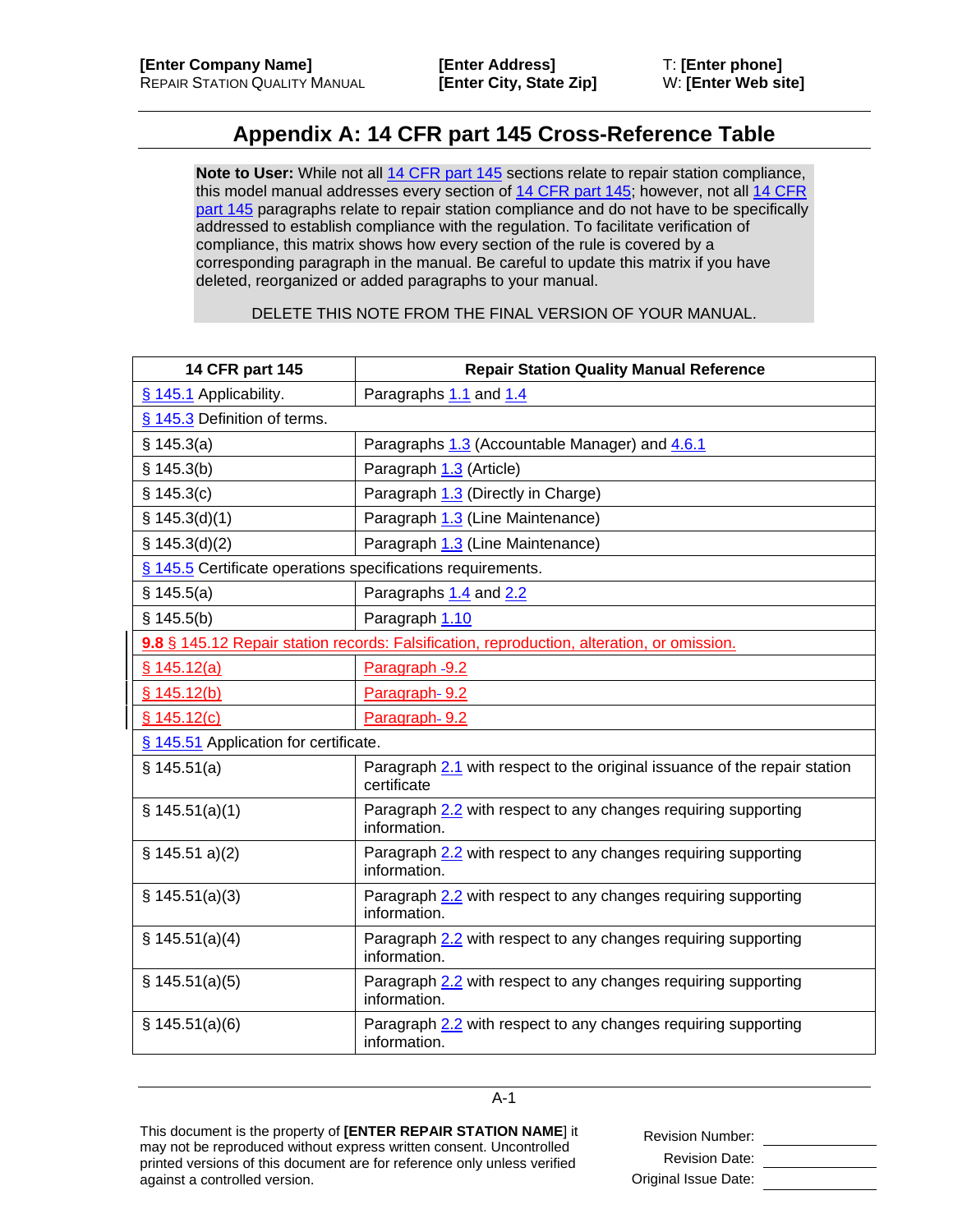# Appendix A: 14 CFR part 145 Cross-Reference Table

**Note to User:** While not all 14 CFR part 145 sections relate to repair station compliance, this model manual addresses every section of 14 CFR part 145; however, not all 14 CFR part 145 paragraphs relate to repair station compliance and do not have to be specifically addressed to establish compliance with the regulation. To facilitate verification of compliance, this matrix shows how every section of the rule is covered by a corresponding paragraph in the manual. Be careful to update this matrix if you have deleted, reorganized or added paragraphs to your manual.

DELETE THIS NOTE FROM THE FINAL VERSION OF YOUR MANUAL.

| 14 CFR part 145 | Repair Station Quality Manual Reference |
|---|---|
| § 145.1 Applicability. | Paragraphs 1.1 and 1.4 |
| § 145.3 Definition of terms. | |
| § 145.3(a) | Paragraphs 1.3 (Accountable Manager) and 4.6.1 |
| § 145.3(b) | Paragraph 1.3 (Article) |
| § 145.3(c) | Paragraph 1.3 (Directly in Charge) |
| § 145.3(d)(1) | Paragraph 1.3 (Line Maintenance) |
| § 145.3(d)(2) | Paragraph 1.3 (Line Maintenance) |
| § 145.5 Certificate operations specifications requirements. | |
| § 145.5(a) | Paragraphs 1.4 and 2.2 |
| § 145.5(b) | Paragraph 1.10 |
| **9.8** § 145.12 Repair station records: Falsification, reproduction, alteration, or omission. | |
| § 145.12(a) | Paragraph -9.2 |
| § 145.12(b) | Paragraph- 9.2 |
| § 145.12(c) | Paragraph- 9.2 |
| § 145.51 Application for certificate. | |
| § 145.51(a) | Paragraph 2.1 with respect to the original issuance of the repair station certificate |
| § 145.51(a)(1) | Paragraph 2.2 with respect to any changes requiring supporting information. |
| § 145.51 a)(2) | Paragraph 2.2 with respect to any changes requiring supporting information. |
| § 145.51(a)(3) | Paragraph 2.2 with respect to any changes requiring supporting information. |
| § 145.51(a)(4) | Paragraph 2.2 with respect to any changes requiring supporting information. |
| § 145.51(a)(5) | Paragraph 2.2 with respect to any changes requiring supporting information. |
| § 145.51(a)(6) | Paragraph 2.2 with respect to any changes requiring supporting information. |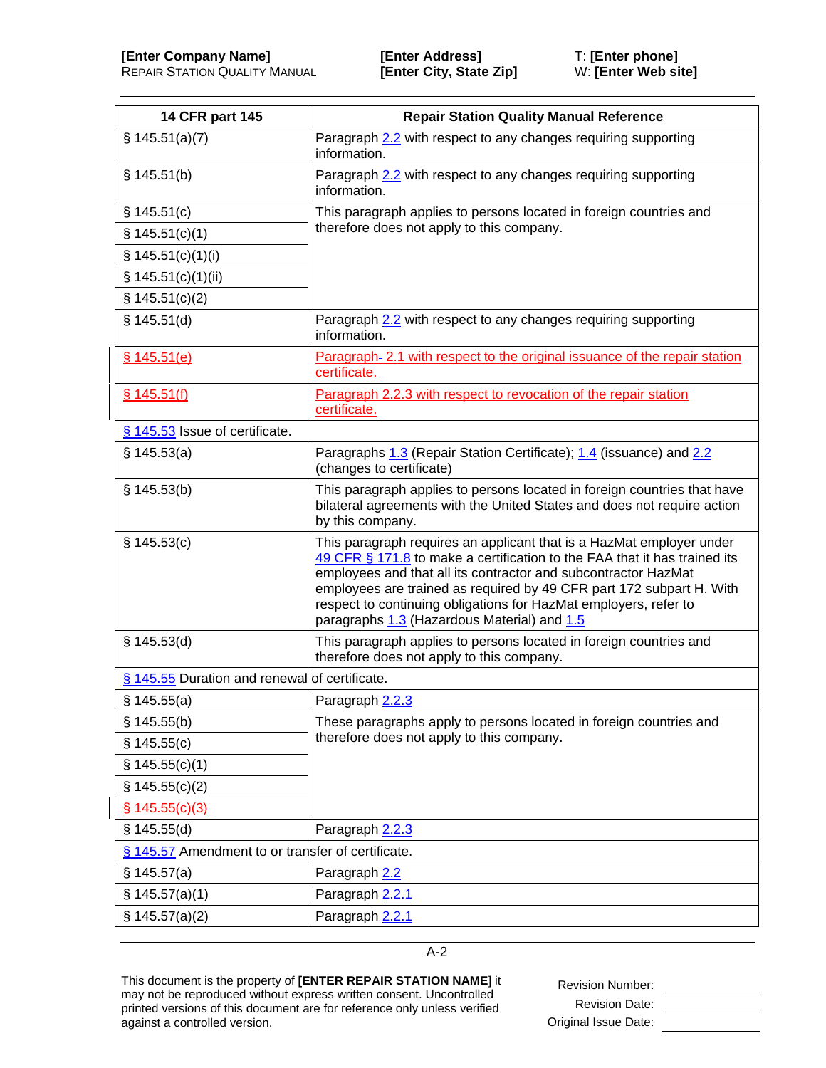| 14 CFR part 145 | Repair Station Quality Manual Reference |
|---|---|
| § 145.51(a)(7) | Paragraph 2.2 with respect to any changes requiring supporting information. |
| § 145.51(b) | Paragraph 2.2 with respect to any changes requiring supporting information. |
| § 145.51(c) | This paragraph applies to persons located in foreign countries and therefore does not apply to this company. |
| § 145.51(c)(1) | |
| § 145.51(c)(1)(i) | |
| § 145.51(c)(1)(ii) | |
| § 145.51(c)(2) | |
| § 145.51(d) | Paragraph 2.2 with respect to any changes requiring supporting information. |
| § 145.51(e) | Paragraph- 2.1 with respect to the original issuance of the repair station certificate. |
| § 145.51(f) | Paragraph 2.2.3 with respect to revocation of the repair station certificate. |
| § 145.53 Issue of certificate. | |
| § 145.53(a) | Paragraphs 1.3 (Repair Station Certificate); 1.4 (issuance) and 2.2 (changes to certificate) |
| § 145.53(b) | This paragraph applies to persons located in foreign countries that have bilateral agreements with the United States and does not require action by this company. |
| § 145.53(c) | This paragraph requires an applicant that is a HazMat employer under 49 CFR § 171.8 to make a certification to the FAA that it has trained its employees and that all its contractor and subcontractor HazMat employees are trained as required by 49 CFR part 172 subpart H. With respect to continuing obligations for HazMat employers, refer to paragraphs 1.3 (Hazardous Material) and 1.5 |
| § 145.53(d) | This paragraph applies to persons located in foreign countries and therefore does not apply to this company. |
| § 145.55 Duration and renewal of certificate. | |
| § 145.55(a) | Paragraph 2.2.3 |
| § 145.55(b) | These paragraphs apply to persons located in foreign countries and therefore does not apply to this company. |
| § 145.55(c) | |
| § 145.55(c)(1) | |
| § 145.55(c)(2) | |
| § 145.55(c)(3) | |
| § 145.55(d) | Paragraph 2.2.3 |
| § 145.57 Amendment to or transfer of certificate. | |
| § 145.57(a) | Paragraph 2.2 |
| § 145.57(a)(1) | Paragraph 2.2.1 |
| § 145.57(a)(2) | Paragraph 2.2.1 |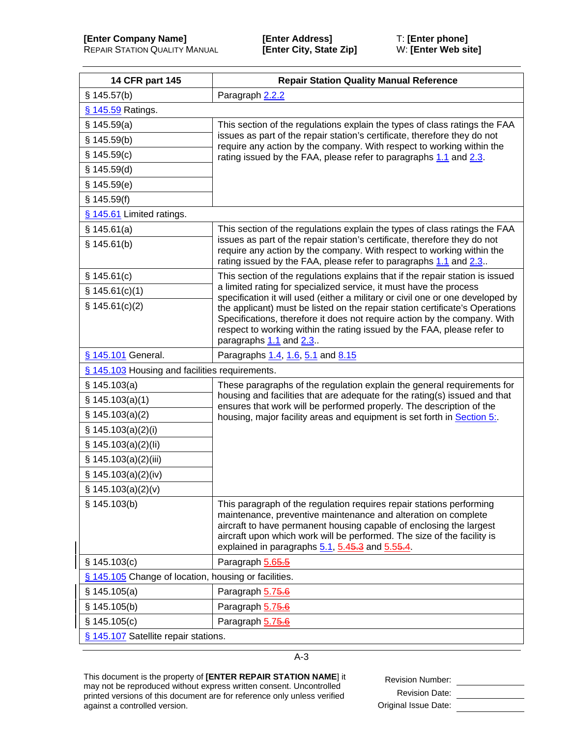| 14 CFR part 145 | Repair Station Quality Manual Reference |
|---|---|
| § 145.57(b) | Paragraph 2.2.2 |
| § 145.59 Ratings. | |
| § 145.59(a) | This section of the regulations explain the types of class ratings the FAA issues as part of the repair station's certificate, therefore they do not require any action by the company. With respect to working within the rating issued by the FAA, please refer to paragraphs 1.1 and 2.3. |
| § 145.59(b) | |
| § 145.59(c) | |
| § 145.59(d) | |
| § 145.59(e) | |
| § 145.59(f) | |
| § 145.61 Limited ratings. | |
| § 145.61(a) | This section of the regulations explain the types of class ratings the FAA issues as part of the repair station's certificate, therefore they do not require any action by the company. With respect to working within the rating issued by the FAA, please refer to paragraphs 1.1 and 2.3.. |
| § 145.61(b) | |
| § 145.61(c) | This section of the regulations explains that if the repair station is issued a limited rating for specialized service, it must have the process specification it will used (either a military or civil one or one developed by the applicant) must be listed on the repair station certificate's Operations Specifications, therefore it does not require action by the company. With respect to working within the rating issued by the FAA, please refer to paragraphs 1.1 and 2.3.. |
| § 145.61(c)(1) | |
| § 145.61(c)(2) | |
| § 145.101 General. | Paragraphs 1.4, 1.6, 5.1 and 8.15 |
| § 145.103 Housing and facilities requirements. | |
| § 145.103(a) | These paragraphs of the regulation explain the general requirements for housing and facilities that are adequate for the rating(s) issued and that ensures that work will be performed properly. The description of the housing, major facility areas and equipment is set forth in Section 5:. |
| § 145.103(a)(1) | |
| § 145.103(a)(2) | |
| § 145.103(a)(2)(i) | |
| § 145.103(a)(2)(Ii) | |
| § 145.103(a)(2)(iii) | |
| § 145.103(a)(2)(iv) | |
| § 145.103(a)(2)(v) | |
| § 145.103(b) | This paragraph of the regulation requires repair stations performing maintenance, preventive maintenance and alteration on complete aircraft to have permanent housing capable of enclosing the largest aircraft upon which work will be performed. The size of the facility is explained in paragraphs 5.1, 5.4~~5.3~~ and 5.5~~5.4~~. |
| § 145.103(c) | Paragraph 5.6~~5.5~~ |
| § 145.105 Change of location, housing or facilities. | |
| § 145.105(a) | Paragraph 5.7~~5.6~~ |
| § 145.105(b) | Paragraph 5.7~~5.6~~ |
| § 145.105(c) | Paragraph 5.7~~5.6~~ |
| § 145.107 Satellite repair stations. | |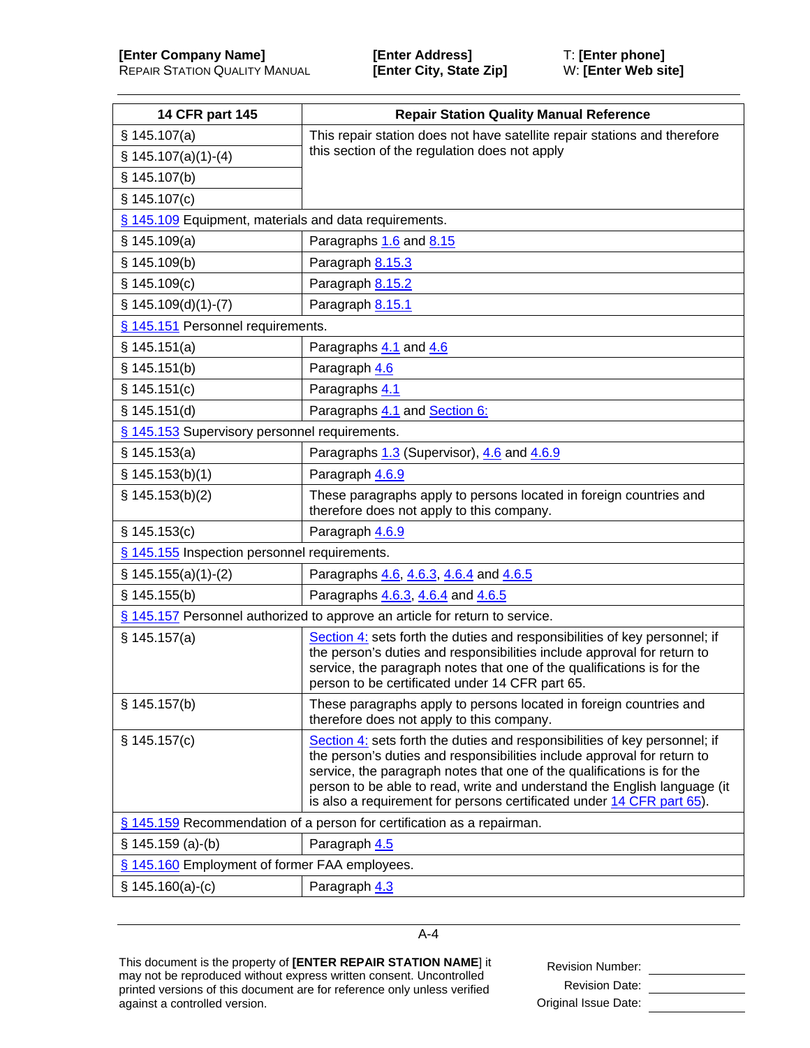| 14 CFR part 145 | Repair Station Quality Manual Reference |
|---|---|
| § 145.107(a) | This repair station does not have satellite repair stations and therefore this section of the regulation does not apply |
| § 145.107(a)(1)-(4) | |
| § 145.107(b) | |
| § 145.107(c) | |
| § 145.109 Equipment, materials and data requirements. | |
| § 145.109(a) | Paragraphs 1.6 and 8.15 |
| § 145.109(b) | Paragraph 8.15.3 |
| § 145.109(c) | Paragraph 8.15.2 |
| § 145.109(d)(1)-(7) | Paragraph 8.15.1 |
| § 145.151 Personnel requirements. | |
| § 145.151(a) | Paragraphs 4.1 and 4.6 |
| § 145.151(b) | Paragraph 4.6 |
| § 145.151(c) | Paragraphs 4.1 |
| § 145.151(d) | Paragraphs 4.1 and Section 6: |
| § 145.153 Supervisory personnel requirements. | |
| § 145.153(a) | Paragraphs 1.3 (Supervisor), 4.6 and 4.6.9 |
| § 145.153(b)(1) | Paragraph 4.6.9 |
| § 145.153(b)(2) | These paragraphs apply to persons located in foreign countries and therefore does not apply to this company. |
| § 145.153(c) | Paragraph 4.6.9 |
| § 145.155 Inspection personnel requirements. | |
| § 145.155(a)(1)-(2) | Paragraphs 4.6, 4.6.3, 4.6.4 and 4.6.5 |
| § 145.155(b) | Paragraphs 4.6.3, 4.6.4 and 4.6.5 |
| § 145.157 Personnel authorized to approve an article for return to service. | |
| § 145.157(a) | Section 4: sets forth the duties and responsibilities of key personnel; if the person's duties and responsibilities include approval for return to service, the paragraph notes that one of the qualifications is for the person to be certificated under 14 CFR part 65. |
| § 145.157(b) | These paragraphs apply to persons located in foreign countries and therefore does not apply to this company. |
| § 145.157(c) | Section 4: sets forth the duties and responsibilities of key personnel; if the person's duties and responsibilities include approval for return to service, the paragraph notes that one of the qualifications is for the person to be able to read, write and understand the English language (it is also a requirement for persons certificated under 14 CFR part 65). |
| § 145.159 Recommendation of a person for certification as a repairman. | |
| § 145.159 (a)-(b) | Paragraph 4.5 |
| § 145.160 Employment of former FAA employees. | |
| § 145.160(a)-(c) | Paragraph 4.3 |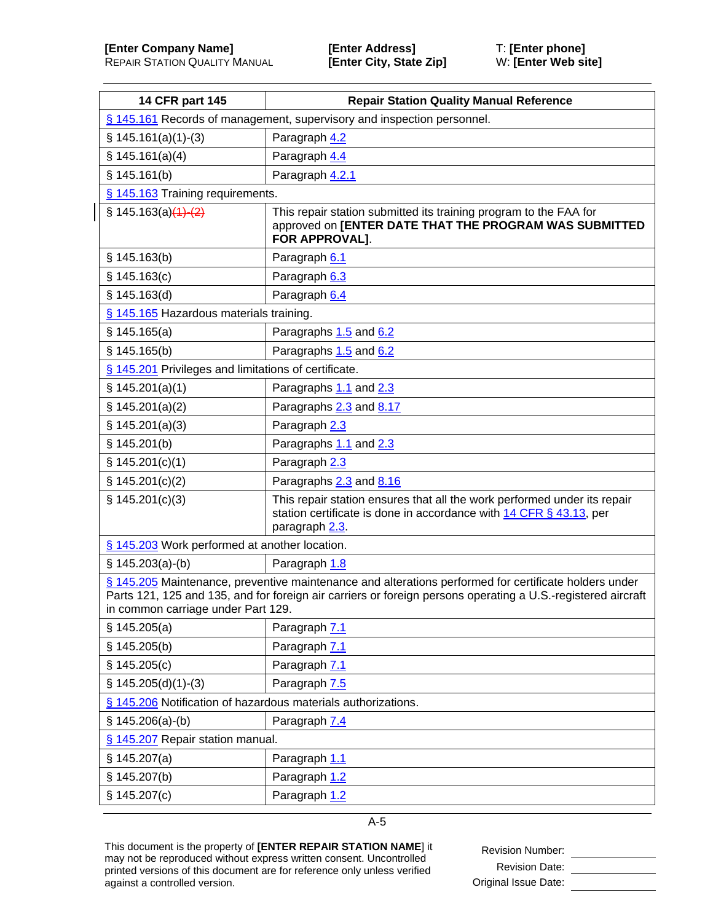| 14 CFR part 145 | Repair Station Quality Manual Reference |
|---|---|
| § 145.161 Records of management, supervisory and inspection personnel. | |
| § 145.161(a)(1)-(3) | Paragraph 4.2 |
| § 145.161(a)(4) | Paragraph 4.4 |
| § 145.161(b) | Paragraph 4.2.1 |
| § 145.163 Training requirements. | |
| § 145.163(a)~~(1)-(2)~~ | This repair station submitted its training program to the FAA for approved on **[ENTER DATE THAT THE PROGRAM WAS SUBMITTED FOR APPROVAL]**. |
| § 145.163(b) | Paragraph 6.1 |
| § 145.163(c) | Paragraph 6.3 |
| § 145.163(d) | Paragraph 6.4 |
| § 145.165 Hazardous materials training. | |
| § 145.165(a) | Paragraphs 1.5 and 6.2 |
| § 145.165(b) | Paragraphs 1.5 and 6.2 |
| § 145.201 Privileges and limitations of certificate. | |
| § 145.201(a)(1) | Paragraphs 1.1 and 2.3 |
| § 145.201(a)(2) | Paragraphs 2.3 and 8.17 |
| § 145.201(a)(3) | Paragraph 2.3 |
| § 145.201(b) | Paragraphs 1.1 and 2.3 |
| § 145.201(c)(1) | Paragraph 2.3 |
| § 145.201(c)(2) | Paragraphs 2.3 and 8.16 |
| § 145.201(c)(3) | This repair station ensures that all the work performed under its repair station certificate is done in accordance with 14 CFR § 43.13, per paragraph 2.3. |
| § 145.203 Work performed at another location. | |
| § 145.203(a)-(b) | Paragraph 1.8 |
| § 145.205 Maintenance, preventive maintenance and alterations performed for certificate holders under Parts 121, 125 and 135, and for foreign air carriers or foreign persons operating a U.S.-registered aircraft in common carriage under Part 129. | |
| § 145.205(a) | Paragraph 7.1 |
| § 145.205(b) | Paragraph 7.1 |
| § 145.205(c) | Paragraph 7.1 |
| § 145.205(d)(1)-(3) | Paragraph 7.5 |
| § 145.206 Notification of hazardous materials authorizations. | |
| § 145.206(a)-(b) | Paragraph 7.4 |
| § 145.207 Repair station manual. | |
| § 145.207(a) | Paragraph 1.1 |
| § 145.207(b) | Paragraph 1.2 |
| § 145.207(c) | Paragraph 1.2 |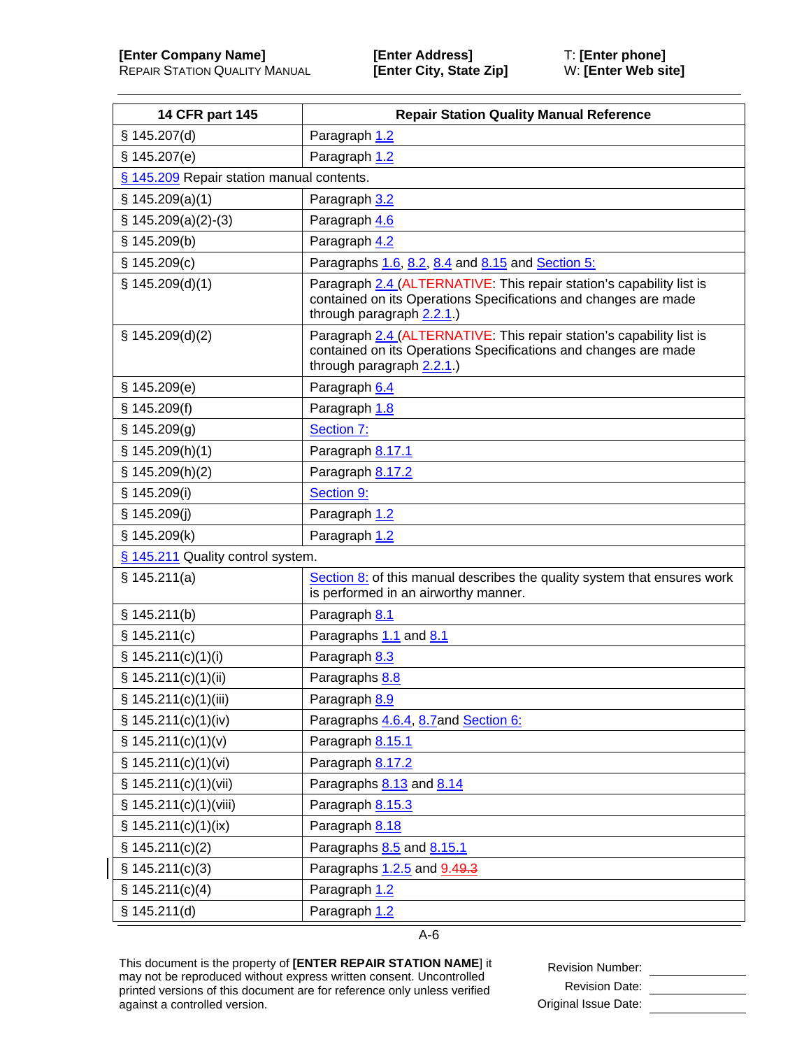| 14 CFR part 145 | Repair Station Quality Manual Reference |
|---|---|
| § 145.207(d) | Paragraph 1.2 |
| § 145.207(e) | Paragraph 1.2 |
| § 145.209 Repair station manual contents. | |
| § 145.209(a)(1) | Paragraph 3.2 |
| § 145.209(a)(2)-(3) | Paragraph 4.6 |
| § 145.209(b) | Paragraph 4.2 |
| § 145.209(c) | Paragraphs 1.6, 8.2, 8.4 and 8.15 and Section 5: |
| § 145.209(d)(1) | Paragraph 2.4 (ALTERNATIVE: This repair station's capability list is contained on its Operations Specifications and changes are made through paragraph 2.2.1.) |
| § 145.209(d)(2) | Paragraph 2.4 (ALTERNATIVE: This repair station's capability list is contained on its Operations Specifications and changes are made through paragraph 2.2.1.) |
| § 145.209(e) | Paragraph 6.4 |
| § 145.209(f) | Paragraph 1.8 |
| § 145.209(g) | Section 7: |
| § 145.209(h)(1) | Paragraph 8.17.1 |
| § 145.209(h)(2) | Paragraph 8.17.2 |
| § 145.209(i) | Section 9: |
| § 145.209(j) | Paragraph 1.2 |
| § 145.209(k) | Paragraph 1.2 |
| § 145.211 Quality control system. | |
| § 145.211(a) | Section 8: of this manual describes the quality system that ensures work is performed in an airworthy manner. |
| § 145.211(b) | Paragraph 8.1 |
| § 145.211(c) | Paragraphs 1.1 and 8.1 |
| § 145.211(c)(1)(i) | Paragraph 8.3 |
| § 145.211(c)(1)(ii) | Paragraphs 8.8 |
| § 145.211(c)(1)(iii) | Paragraph 8.9 |
| § 145.211(c)(1)(iv) | Paragraphs 4.6.4, 8.7and Section 6: |
| § 145.211(c)(1)(v) | Paragraph 8.15.1 |
| § 145.211(c)(1)(vi) | Paragraph 8.17.2 |
| § 145.211(c)(1)(vii) | Paragraphs 8.13 and 8.14 |
| § 145.211(c)(1)(viii) | Paragraph 8.15.3 |
| § 145.211(c)(1)(ix) | Paragraph 8.18 |
| § 145.211(c)(2) | Paragraphs 8.5 and 8.15.1 |
| § 145.211(c)(3) | Paragraphs 1.2.5 and 9.4~~9.3~~ |
| § 145.211(c)(4) | Paragraph 1.2 |
| § 145.211(d) | Paragraph 1.2 |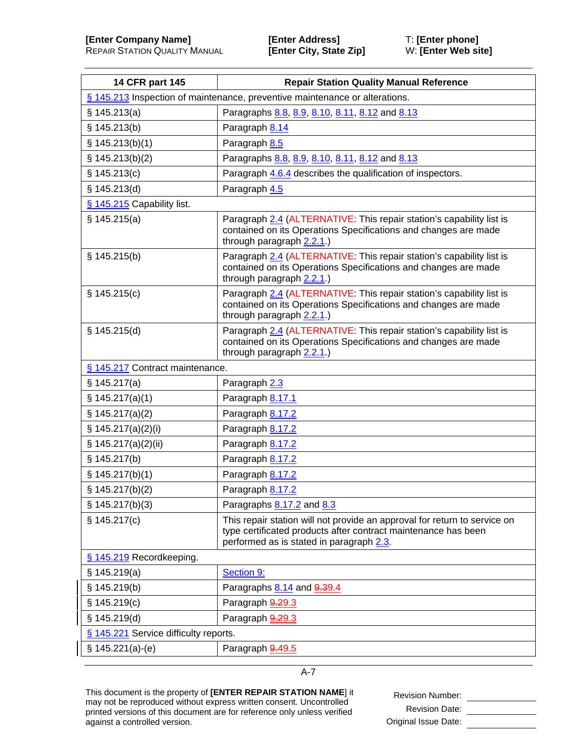| 14 CFR part 145 | Repair Station Quality Manual Reference |
|---|---|
| § 145.213 Inspection of maintenance, preventive maintenance or alterations. | |
| § 145.213(a) | Paragraphs 8.8, 8.9, 8.10, 8.11, 8.12 and 8.13 |
| § 145.213(b) | Paragraph 8.14 |
| § 145.213(b)(1) | Paragraph 8.5 |
| § 145.213(b)(2) | Paragraphs 8.8, 8.9, 8.10, 8.11, 8.12 and 8.13 |
| § 145.213(c) | Paragraph 4.6.4 describes the qualification of inspectors. |
| § 145.213(d) | Paragraph 4.5 |
| § 145.215 Capability list. | |
| § 145.215(a) | Paragraph 2.4 (ALTERNATIVE: This repair station's capability list is contained on its Operations Specifications and changes are made through paragraph 2.2.1.) |
| § 145.215(b) | Paragraph 2.4 (ALTERNATIVE: This repair station's capability list is contained on its Operations Specifications and changes are made through paragraph 2.2.1.) |
| § 145.215(c) | Paragraph 2.4 (ALTERNATIVE: This repair station's capability list is contained on its Operations Specifications and changes are made through paragraph 2.2.1.) |
| § 145.215(d) | Paragraph 2.4 (ALTERNATIVE: This repair station's capability list is contained on its Operations Specifications and changes are made through paragraph 2.2.1.) |
| § 145.217 Contract maintenance. | |
| § 145.217(a) | Paragraph 2.3 |
| § 145.217(a)(1) | Paragraph 8.17.1 |
| § 145.217(a)(2) | Paragraph 8.17.2 |
| § 145.217(a)(2)(i) | Paragraph 8.17.2 |
| § 145.217(a)(2)(ii) | Paragraph 8.17.2 |
| § 145.217(b) | Paragraph 8.17.2 |
| § 145.217(b)(1) | Paragraph 8.17.2 |
| § 145.217(b)(2) | Paragraph 8.17.2 |
| § 145.217(b)(3) | Paragraphs 8.17.2 and 8.3 |
| § 145.217(c) | This repair station will not provide an approval for return to service on type certificated products after contract maintenance has been performed as is stated in paragraph 2.3. |
| § 145.219 Recordkeeping. | |
| § 145.219(a) | Section 9: |
| § 145.219(b) | Paragraphs 8.14 and ~~9.3~~9.4 |
| § 145.219(c) | Paragraph ~~9.2~~9.3 |
| § 145.219(d) | Paragraph ~~9.2~~9.3 |
| § 145.221 Service difficulty reports. | |
| § 145.221(a)-(e) | Paragraph ~~9.4~~9.5 |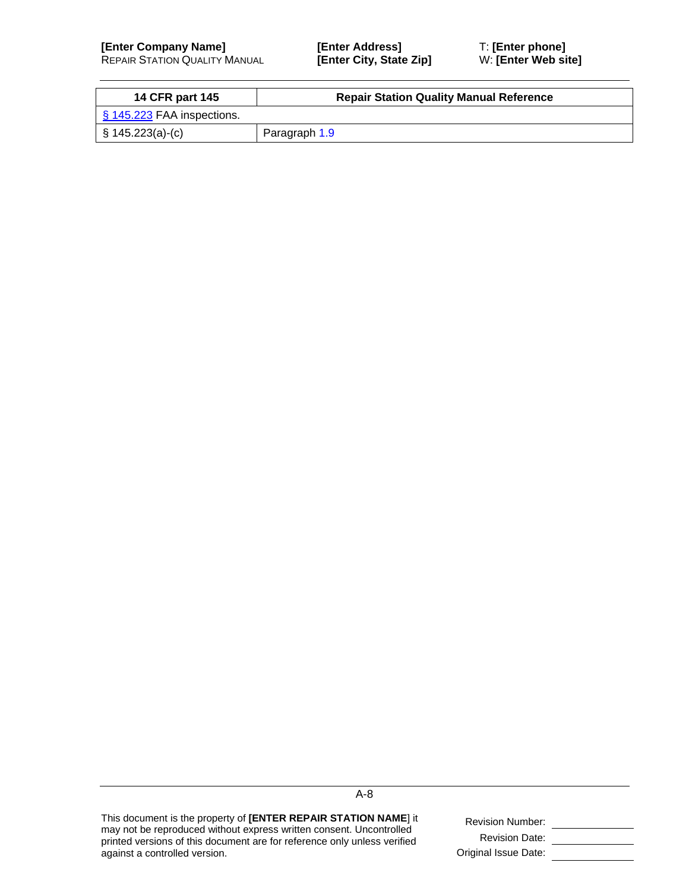| 14 CFR part 145 | Repair Station Quality Manual Reference |
|---|---|
| § 145.223 FAA inspections. | |
| § 145.223(a)-(c) | Paragraph 1.9 |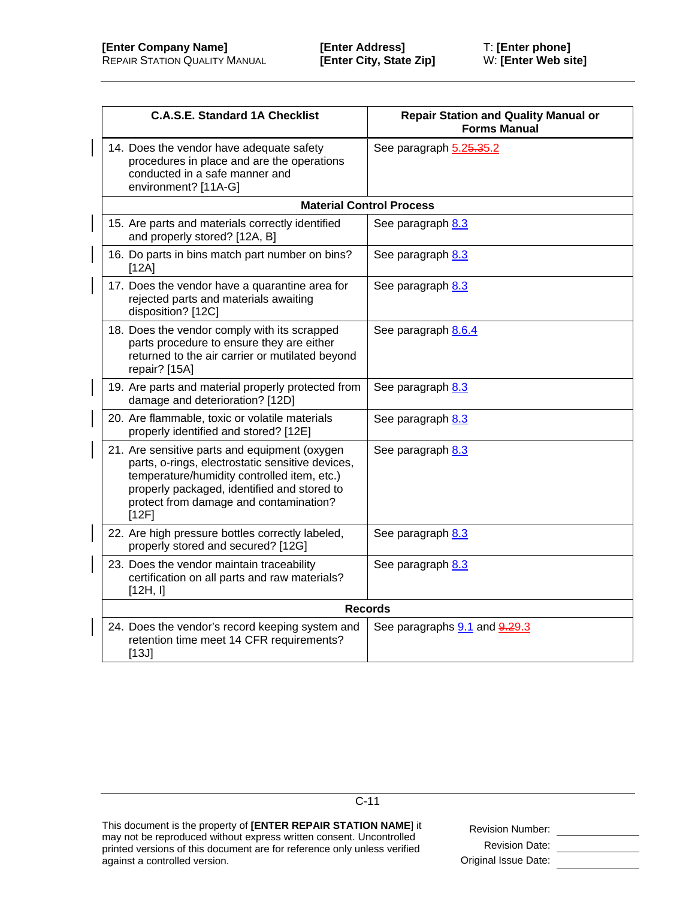| C.A.S.E. Standard 1A Checklist | Repair Station and Quality Manual or Forms Manual |
|---|---|
| 14. Does the vendor have adequate safety procedures in place and are the operations conducted in a safe manner and environment? [11A-G] | See paragraph 5.25.35.2 |
| **Material Control Process** | |
| 15. Are parts and materials correctly identified and properly stored? [12A, B] | See paragraph 8.3 |
| 16. Do parts in bins match part number on bins? [12A] | See paragraph 8.3 |
| 17. Does the vendor have a quarantine area for rejected parts and materials awaiting disposition? [12C] | See paragraph 8.3 |
| 18. Does the vendor comply with its scrapped parts procedure to ensure they are either returned to the air carrier or mutilated beyond repair? [15A] | See paragraph 8.6.4 |
| 19. Are parts and material properly protected from damage and deterioration? [12D] | See paragraph 8.3 |
| 20. Are flammable, toxic or volatile materials properly identified and stored? [12E] | See paragraph 8.3 |
| 21. Are sensitive parts and equipment (oxygen parts, o-rings, electrostatic sensitive devices, temperature/humidity controlled item, etc.) properly packaged, identified and stored to protect from damage and contamination? [12F] | See paragraph 8.3 |
| 22. Are high pressure bottles correctly labeled, properly stored and secured? [12G] | See paragraph 8.3 |
| 23. Does the vendor maintain traceability certification on all parts and raw materials? [12H, I] | See paragraph 8.3 |
| **Records** | |
| 24. Does the vendor's record keeping system and retention time meet 14 CFR requirements? [13J] | See paragraphs 9.1 and 9.29.3 |